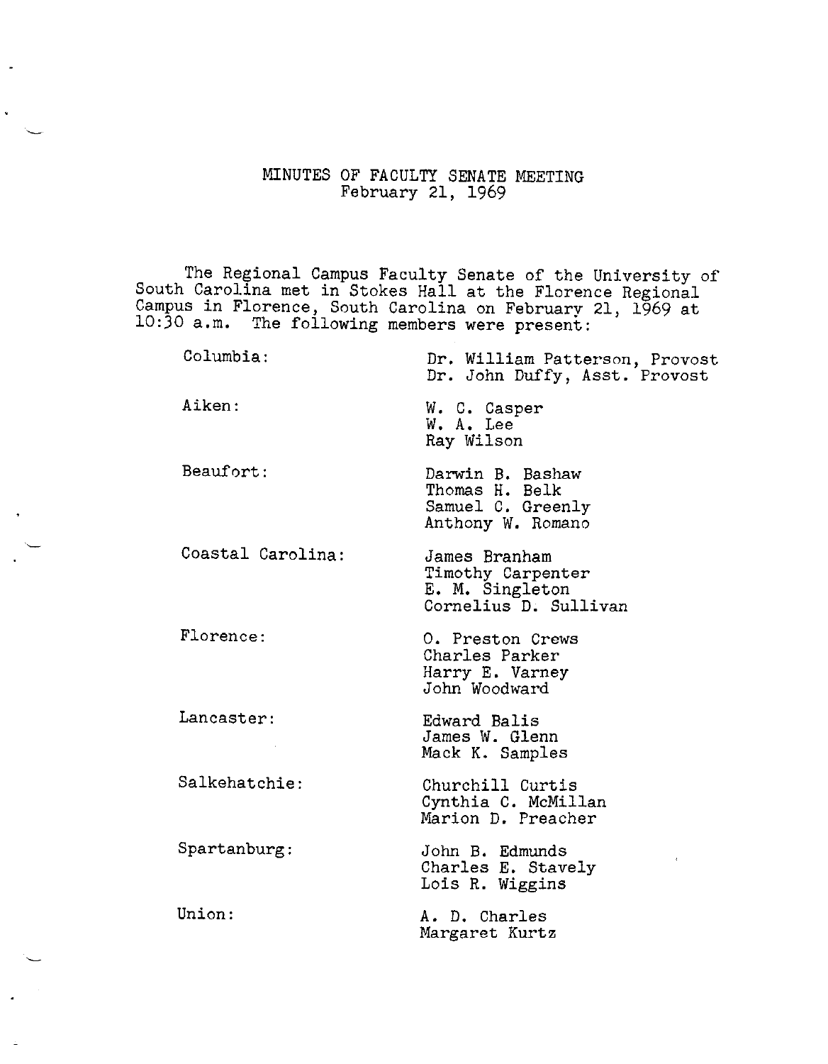# MINUTES OF FACULTY SENATE MEETING
February 21, 1969

The Regional Campus Faculty Senate of the University of South Carolina met in Stokes Hall at the Florence Regional Campus in Florence, South Carolina on February 21, 1969 at 10:30 a.m. The following members were present:

| | |
|---|---|
| Columbia: | Dr. William Patterson, Provost<br>Dr. John Duffy, Asst. Provost |
| Aiken: | W. C. Casper<br>W. A. Lee<br>Ray Wilson |
| Beaufort: | Darwin B. Bashaw<br>Thomas H. Belk<br>Samuel C. Greenly<br>Anthony W. Romano |
| Coastal Carolina: | James Branham<br>Timothy Carpenter<br>E. M. Singleton<br>Cornelius D. Sullivan |
| Florence: | O. Preston Crews<br>Charles Parker<br>Harry E. Varney<br>John Woodward |
| Lancaster: | Edward Balis<br>James W. Glenn<br>Mack K. Samples |
| Salkehatchie: | Churchill Curtis<br>Cynthia C. McMillan<br>Marion D. Preacher |
| Spartanburg: | John B. Edmunds<br>Charles E. Stavely<br>Lois R. Wiggins |
| Union: | A. D. Charles<br>Margaret Kurtz |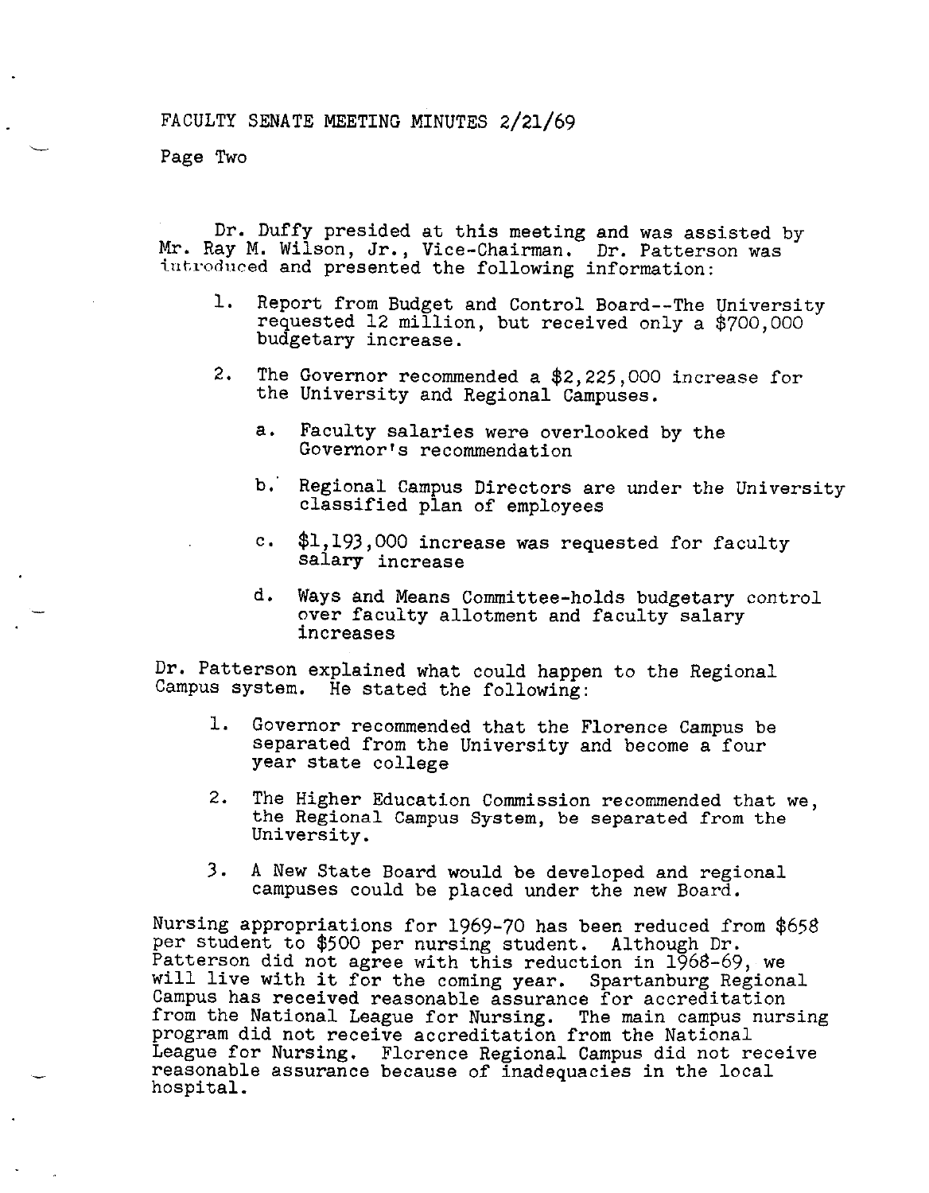FACULTY SENATE MEETING MINUTES 2/21/69

Page Two

Dr. Duffy presided at this meeting and was assisted by Mr. Ray M. Wilson, Jr., Vice-Chairman. Dr. Patterson was introduced and presented the following information:

1. Report from Budget and Control Board--The University requested 12 million, but received only a $700,000 budgetary increase.

2. The Governor recommended a $2,225,000 increase for the University and Regional Campuses.

   a. Faculty salaries were overlooked by the Governor's recommendation

   b. Regional Campus Directors are under the University classified plan of employees

   c. $1,193,000 increase was requested for faculty salary increase

   d. Ways and Means Committee-holds budgetary control over faculty allotment and faculty salary increases

Dr. Patterson explained what could happen to the Regional Campus system. He stated the following:

1. Governor recommended that the Florence Campus be separated from the University and become a four year state college

2. The Higher Education Commission recommended that we, the Regional Campus System, be separated from the University.

3. A New State Board would be developed and regional campuses could be placed under the new Board.

Nursing appropriations for 1969-70 has been reduced from $658 per student to $500 per nursing student. Although Dr. Patterson did not agree with this reduction in 1968-69, we will live with it for the coming year. Spartanburg Regional Campus has received reasonable assurance for accreditation from the National League for Nursing. The main campus nursing program did not receive accreditation from the National League for Nursing. Florence Regional Campus did not receive reasonable assurance because of inadequacies in the local hospital.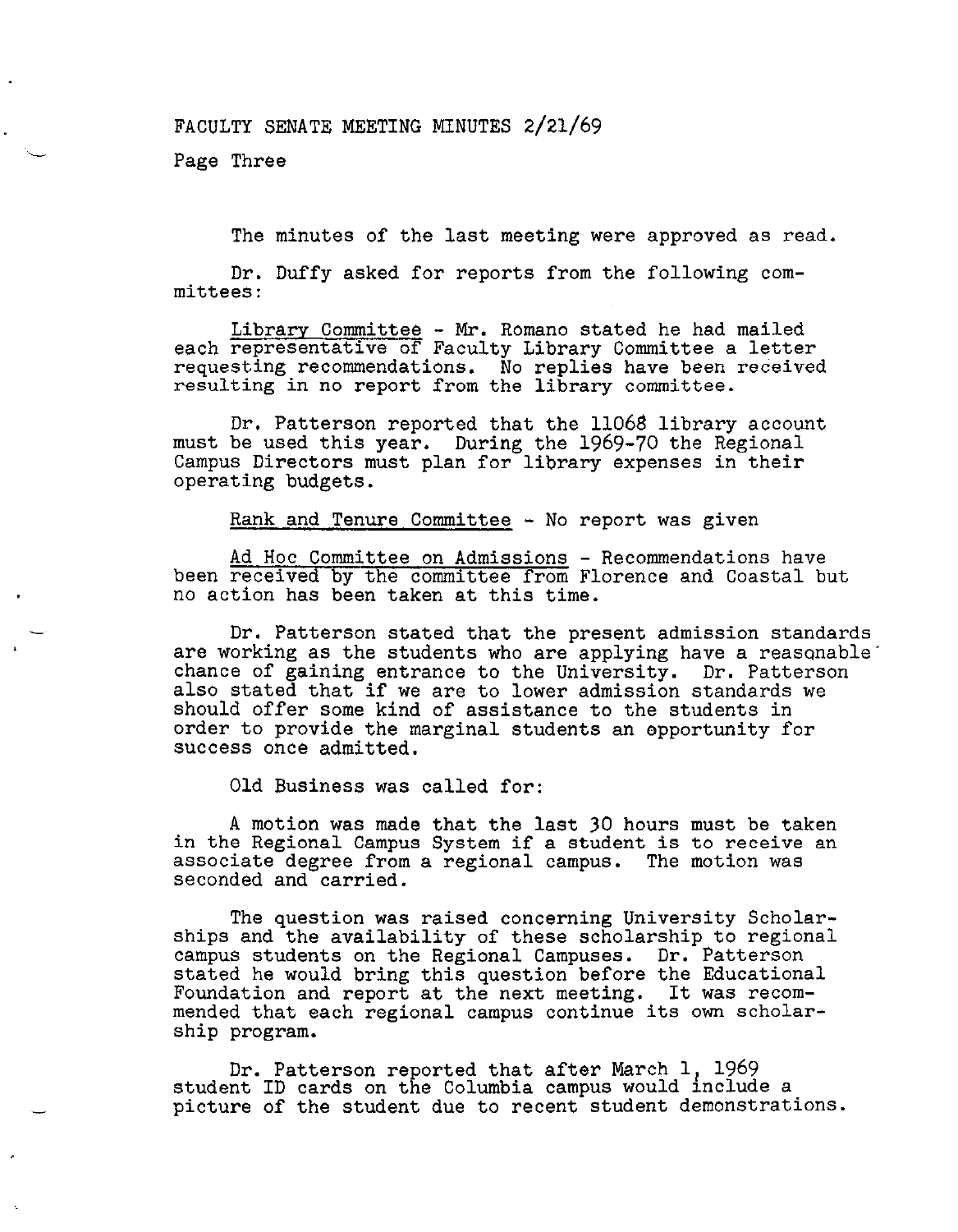The minutes of the last meeting were approved as read.

Dr. Duffy asked for reports from the following committees:

Library Committee - Mr. Romano stated he had mailed each representative of Faculty Library Committee a letter requesting recommendations. No replies have been received resulting in no report from the library committee.

Dr. Patterson reported that the 11068 library account must be used this year. During the 1969-70 the Regional Campus Directors must plan for library expenses in their operating budgets.

Rank and Tenure Committee - No report was given

Ad Hoc Committee on Admissions - Recommendations have been received by the committee from Florence and Coastal but no action has been taken at this time.

Dr. Patterson stated that the present admission standards are working as the students who are applying have a reasonable chance of gaining entrance to the University. Dr. Patterson also stated that if we are to lower admission standards we should offer some kind of assistance to the students in order to provide the marginal students an opportunity for success once admitted.

Old Business was called for:

A motion was made that the last 30 hours must be taken in the Regional Campus System if a student is to receive an associate degree from a regional campus. The motion was seconded and carried.

The question was raised concerning University Scholarships and the availability of these scholarship to regional campus students on the Regional Campuses. Dr. Patterson stated he would bring this question before the Educational Foundation and report at the next meeting. It was recommended that each regional campus continue its own scholarship program.

Dr. Patterson reported that after March 1, 1969 student ID cards on the Columbia campus would include a picture of the student due to recent student demonstrations.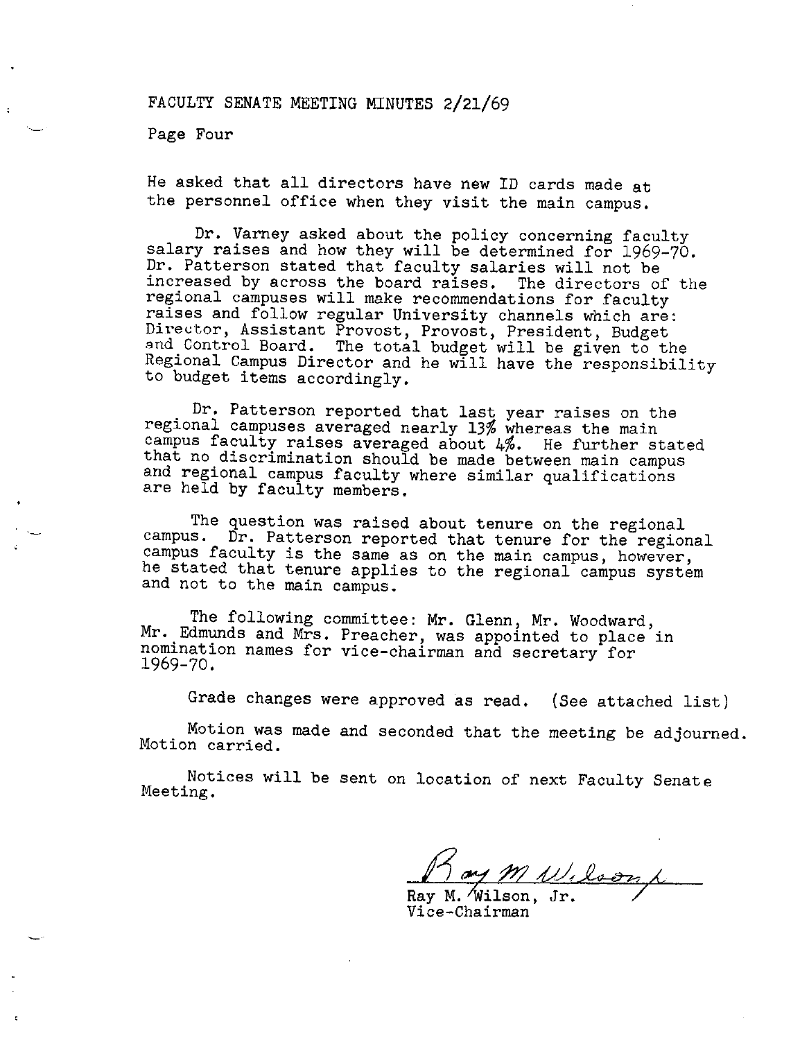He asked that all directors have new ID cards made at the personnel office when they visit the main campus.

Dr. Varney asked about the policy concerning faculty salary raises and how they will be determined for 1969-70. Dr. Patterson stated that faculty salaries will not be increased by across the board raises. The directors of the regional campuses will make recommendations for faculty raises and follow regular University channels which are: Director, Assistant Provost, Provost, President, Budget and Control Board. The total budget will be given to the Regional Campus Director and he will have the responsibility to budget items accordingly.

Dr. Patterson reported that last year raises on the regional campuses averaged nearly 13% whereas the main campus faculty raises averaged about 4%. He further stated that no discrimination should be made between main campus and regional campus faculty where similar qualifications are held by faculty members.

The question was raised about tenure on the regional campus. Dr. Patterson reported that tenure for the regional campus faculty is the same as on the main campus, however, he stated that tenure applies to the regional campus system and not to the main campus.

The following committee: Mr. Glenn, Mr. Woodward, Mr. Edmunds and Mrs. Preacher, was appointed to place in nomination names for vice-chairman and secretary for 1969-70.

Grade changes were approved as read. (See attached list)

Motion was made and seconded that the meeting be adjourned. Motion carried.

Notices will be sent on location of next Faculty Senate Meeting.

Ray M. Wilson, Jr.
Vice-Chairman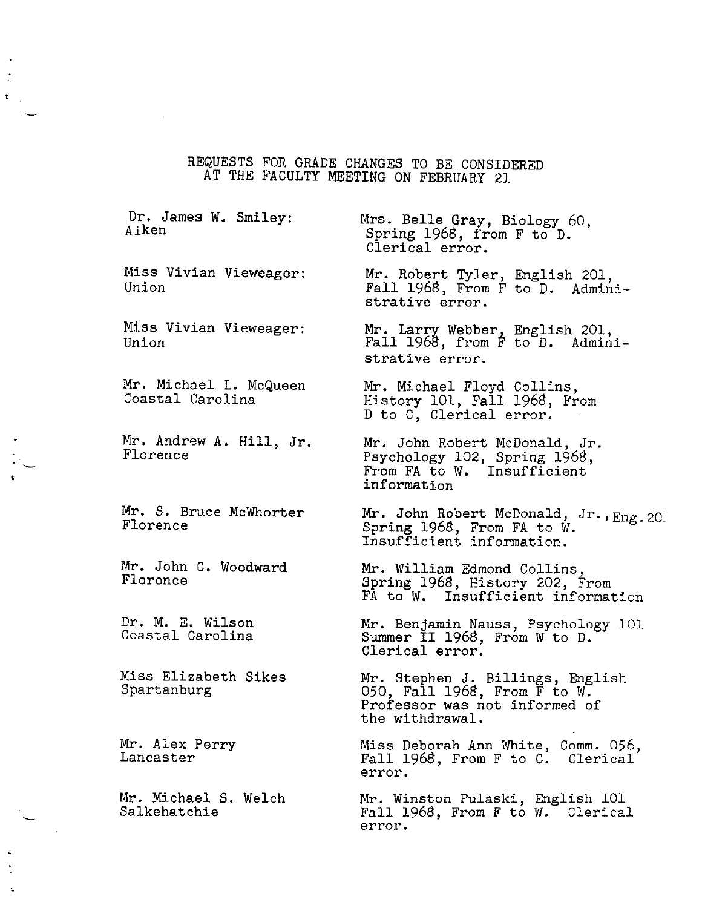# REQUESTS FOR GRADE CHANGES TO BE CONSIDERED AT THE FACULTY MEETING ON FEBRUARY 21

| | |
|---|---|
| Dr. James W. Smiley: Aiken | Mrs. Belle Gray, Biology 60, Spring 1968, from F to D. Clerical error. |
| Miss Vivian Vieweager: Union | Mr. Robert Tyler, English 201, Fall 1968, From F to D. Administrative error. |
| Miss Vivian Vieweager: Union | Mr. Larry Webber, English 201, Fall 1968, from F to D. Administrative error. |
| Mr. Michael L. McQueen Coastal Carolina | Mr. Michael Floyd Collins, History 101, Fall 1968, From D to C, Clerical error. |
| Mr. Andrew A. Hill, Jr. Florence | Mr. John Robert McDonald, Jr. Psychology 102, Spring 1968, From FA to W. Insufficient information |
| Mr. S. Bruce McWhorter Florence | Mr. John Robert McDonald, Jr., Eng. 201 Spring 1968, From FA to W. Insufficient information. |
| Mr. John C. Woodward Florence | Mr. William Edmond Collins, Spring 1968, History 202, From FA to W. Insufficient information |
| Dr. M. E. Wilson Coastal Carolina | Mr. Benjamin Nauss, Psychology 101 Summer II 1968, From W to D. Clerical error. |
| Miss Elizabeth Sikes Spartanburg | Mr. Stephen J. Billings, English 050, Fall 1968, From F to W. Professor was not informed of the withdrawal. |
| Mr. Alex Perry Lancaster | Miss Deborah Ann White, Comm. 056, Fall 1968, From F to C. Clerical error. |
| Mr. Michael S. Welch Salkehatchie | Mr. Winston Pulaski, English 101 Fall 1968, From F to W. Clerical error. |